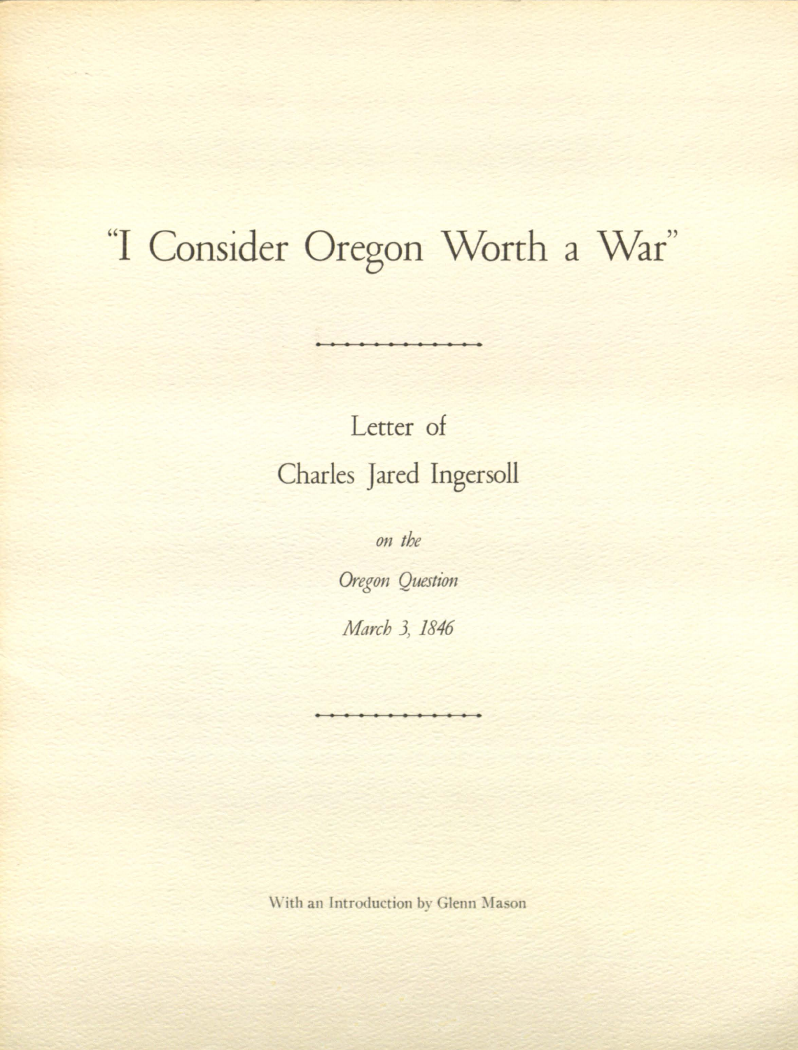# "I Consider Oregon Worth a War"

Letter of

Charles Jared Ingersoll

*on the*

*Oregon Question*

*March 3, 1846*

With an Introduction by Glenn Mason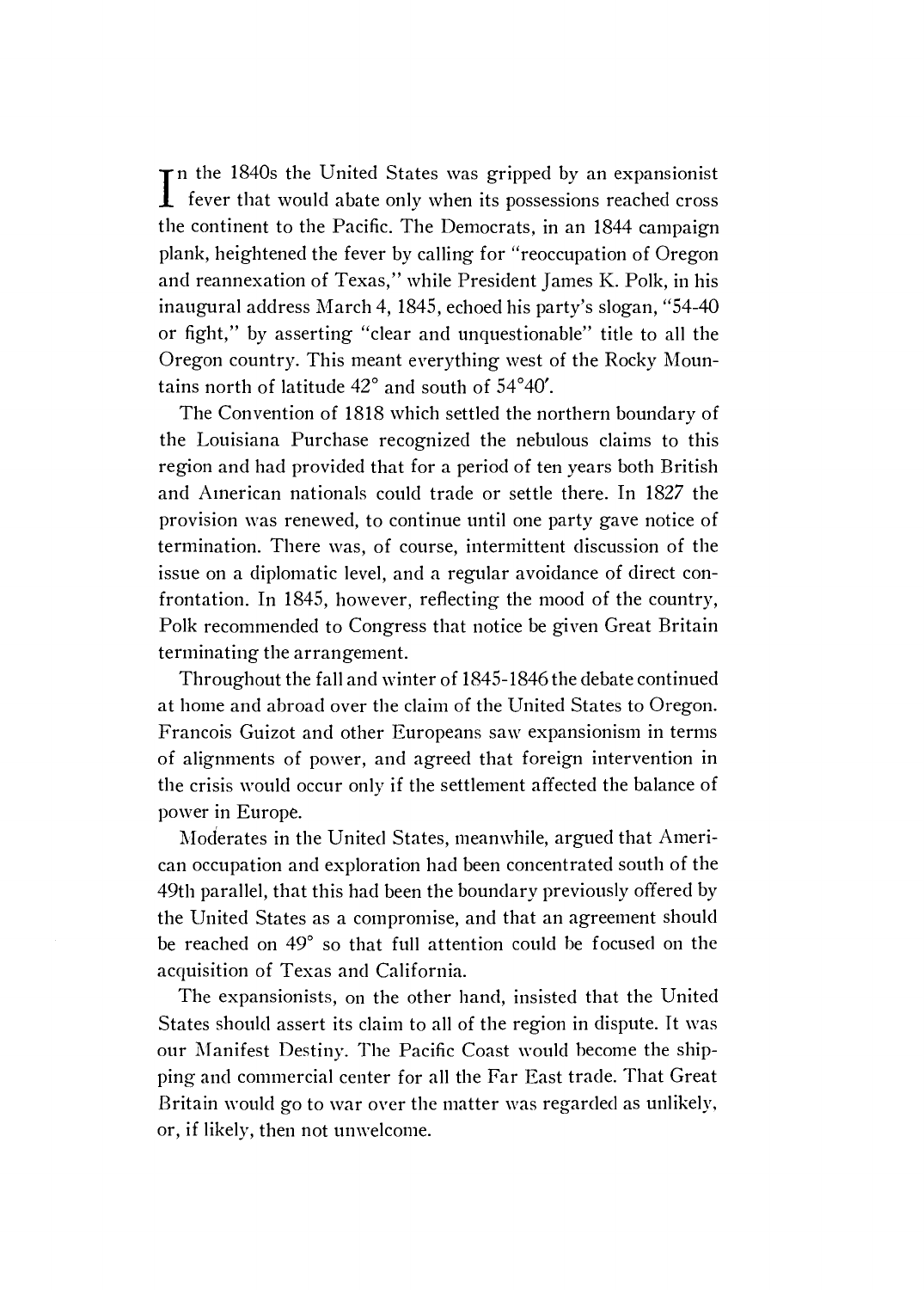In the 1840s the United States was gripped by an expansionist fever that would abate only when its possessions reached cross the continent to the Pacific. The Democrats, in an 1844 campaign plank, heightened the fever by calling for "reoccupation of Oregon and reannexation of Texas," while President James K. Polk, in his inaugural address March 4, 1845, echoed his party's slogan, "54-40 or fight," by asserting "clear and unquestionable" title to all the Oregon country. This meant everything west of the Rocky Mountains north of latitude 42° and south of 54°40′.

The Convention of 1818 which settled the northern boundary of the Louisiana Purchase recognized the nebulous claims to this region and had provided that for a period of ten years both British and American nationals could trade or settle there. In 1827 the provision was renewed, to continue until one party gave notice of termination. There was, of course, intermittent discussion of the issue on a diplomatic level, and a regular avoidance of direct confrontation. In 1845, however, reflecting the mood of the country, Polk recommended to Congress that notice be given Great Britain terminating the arrangement.

Throughout the fall and winter of 1845-1846 the debate continued at home and abroad over the claim of the United States to Oregon. Francois Guizot and other Europeans saw expansionism in terms of alignments of power, and agreed that foreign intervention in the crisis would occur only if the settlement affected the balance of power in Europe.

Moderates in the United States, meanwhile, argued that American occupation and exploration had been concentrated south of the 49th parallel, that this had been the boundary previously offered by the United States as a compromise, and that an agreement should be reached on 49° so that full attention could be focused on the acquisition of Texas and California.

The expansionists, on the other hand, insisted that the United States should assert its claim to all of the region in dispute. It was our Manifest Destiny. The Pacific Coast would become the shipping and commercial center for all the Far East trade. That Great Britain would go to war over the matter was regarded as unlikely, or, if likely, then not unwelcome.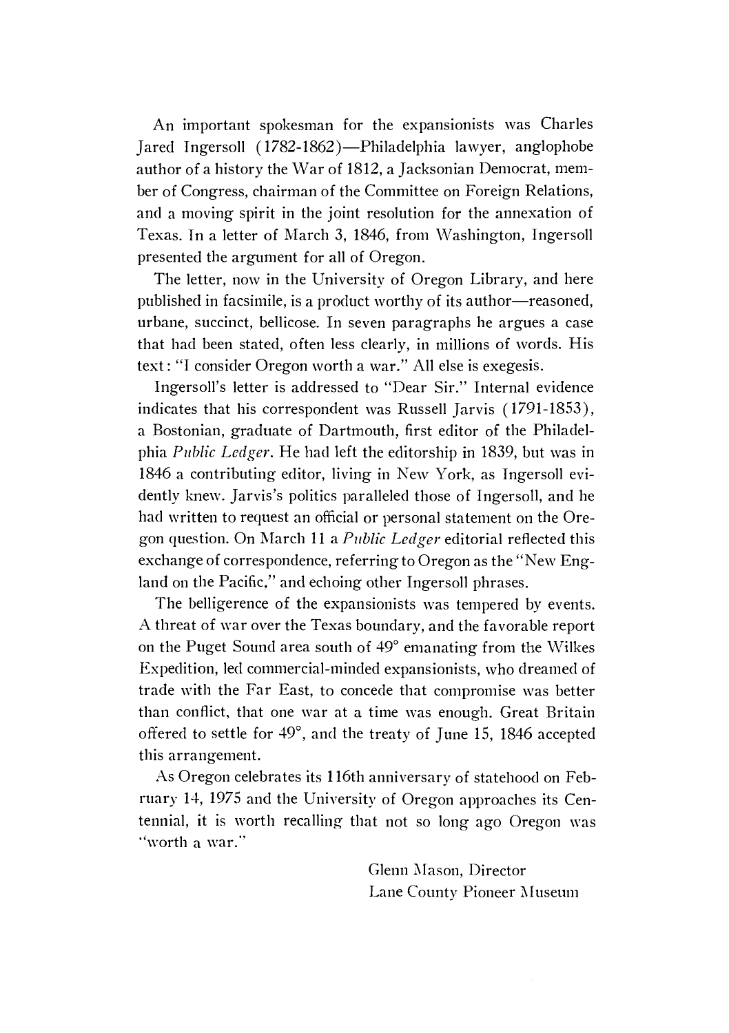An important spokesman for the expansionists was Charles Jared Ingersoll (1782-1862)—Philadelphia lawyer, anglophobe author of a history the War of 1812, a Jacksonian Democrat, member of Congress, chairman of the Committee on Foreign Relations, and a moving spirit in the joint resolution for the annexation of Texas. In a letter of March 3, 1846, from Washington, Ingersoll presented the argument for all of Oregon.

The letter, now in the University of Oregon Library, and here published in facsimile, is a product worthy of its author—reasoned, urbane, succinct, bellicose. In seven paragraphs he argues a case that had been stated, often less clearly, in millions of words. His text: "I consider Oregon worth a war." All else is exegesis.

Ingersoll's letter is addressed to "Dear Sir." Internal evidence indicates that his correspondent was Russell Jarvis (1791-1853), a Bostonian, graduate of Dartmouth, first editor of the Philadelphia *Public Ledger*. He had left the editorship in 1839, but was in 1846 a contributing editor, living in New York, as Ingersoll evidently knew. Jarvis's politics paralleled those of Ingersoll, and he had written to request an official or personal statement on the Oregon question. On March 11 a *Public Ledger* editorial reflected this exchange of correspondence, referring to Oregon as the "New England on the Pacific," and echoing other Ingersoll phrases.

The belligerence of the expansionists was tempered by events. A threat of war over the Texas boundary, and the favorable report on the Puget Sound area south of 49° emanating from the Wilkes Expedition, led commercial-minded expansionists, who dreamed of trade with the Far East, to concede that compromise was better than conflict, that one war at a time was enough. Great Britain offered to settle for 49°, and the treaty of June 15, 1846 accepted this arrangement.

As Oregon celebrates its 116th anniversary of statehood on February 14, 1975 and the University of Oregon approaches its Centennial, it is worth recalling that not so long ago Oregon was "worth a war."

Glenn Mason, Director
Lane County Pioneer Museum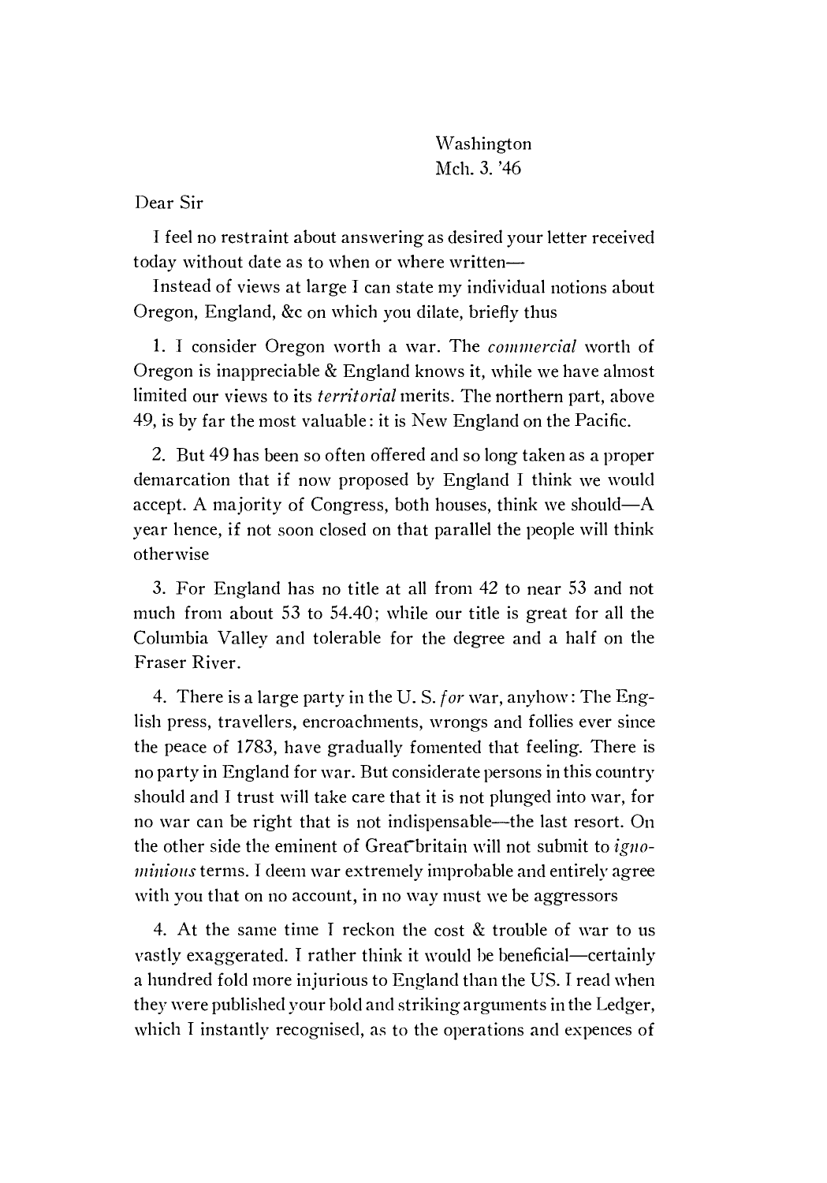Washington
Mch. 3. '46

Dear Sir

I feel no restraint about answering as desired your letter received today without date as to when or where written—

Instead of views at large I can state my individual notions about Oregon, England, &c on which you dilate, briefly thus

1. I consider Oregon worth a war. The *commercial* worth of Oregon is inappreciable & England knows it, while we have almost limited our views to its *territorial* merits. The northern part, above 49, is by far the most valuable: it is New England on the Pacific.

2. But 49 has been so often offered and so long taken as a proper demarcation that if now proposed by England I think we would accept. A majority of Congress, both houses, think we should—A year hence, if not soon closed on that parallel the people will think otherwise

3. For England has no title at all from 42 to near 53 and not much from about 53 to 54.40; while our title is great for all the Columbia Valley and tolerable for the degree and a half on the Fraser River.

4. There is a large party in the U. S. *for* war, anyhow: The English press, travellers, encroachments, wrongs and follies ever since the peace of 1783, have gradually fomented that feeling. There is no party in England for war. But considerate persons in this country should and I trust will take care that it is not plunged into war, for no war can be right that is not indispensable—the last resort. On the other side the eminent of Great britain will not submit to *ignominious* terms. I deem war extremely improbable and entirely agree with you that on no account, in no way must we be aggressors

4. At the same time I reckon the cost & trouble of war to us vastly exaggerated. I rather think it would be beneficial—certainly a hundred fold more injurious to England than the US. I read when they were published your bold and striking arguments in the Ledger, which I instantly recognised, as to the operations and expences of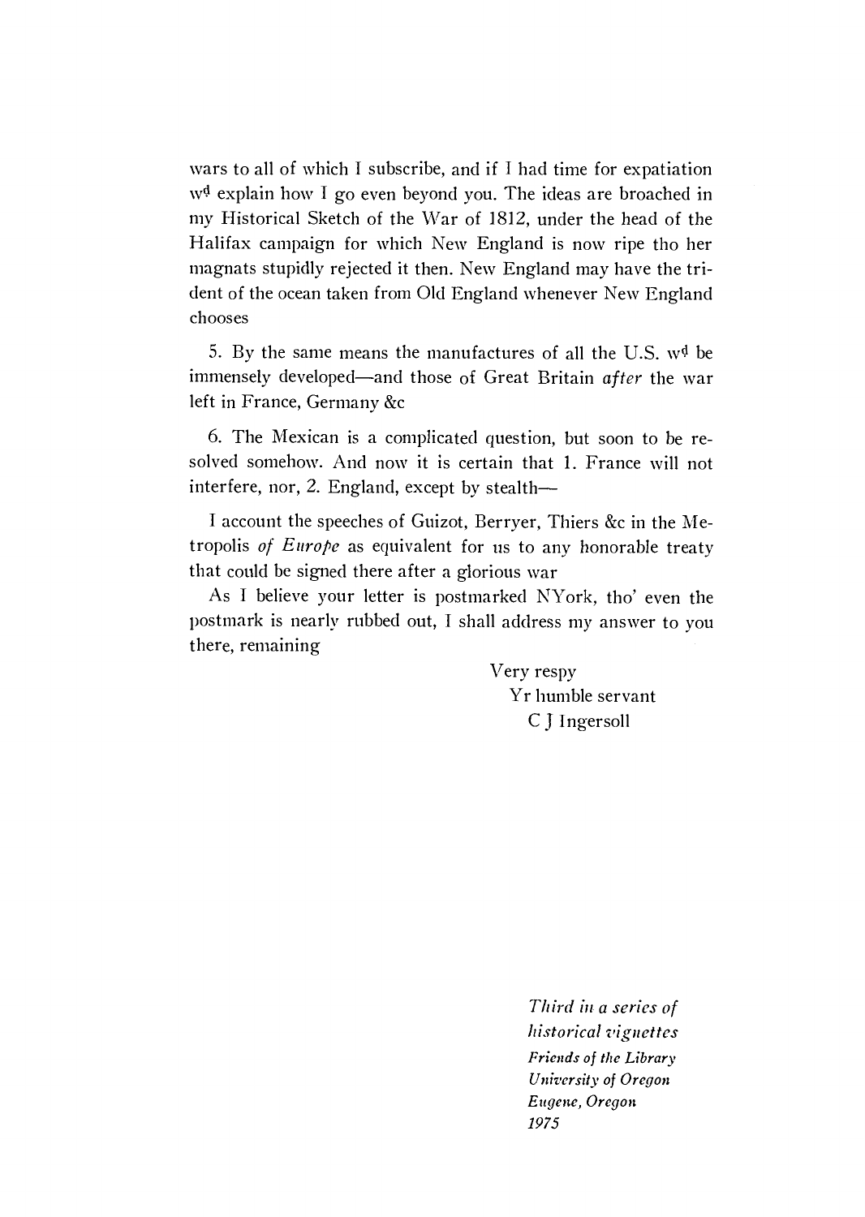wars to all of which I subscribe, and if I had time for expatiation w$^{d}$ explain how I go even beyond you. The ideas are broached in my Historical Sketch of the War of 1812, under the head of the Halifax campaign for which New England is now ripe tho her magnats stupidly rejected it then. New England may have the trident of the ocean taken from Old England whenever New England chooses

5. By the same means the manufactures of all the U.S. w$^{d}$ be immensely developed—and those of Great Britain *after* the war left in France, Germany &c

6. The Mexican is a complicated question, but soon to be resolved somehow. And now it is certain that 1. France will not interfere, nor, 2. England, except by stealth—

I account the speeches of Guizot, Berryer, Thiers &c in the Metropolis *of Europe* as equivalent for us to any honorable treaty that could be signed there after a glorious war

As I believe your letter is postmarked NYork, tho' even the postmark is nearly rubbed out, I shall address my answer to you there, remaining

Very respy
Yr humble servant
C J Ingersoll

*Third in a series of historical vignettes*
*Friends of the Library*
*University of Oregon*
*Eugene, Oregon*
*1975*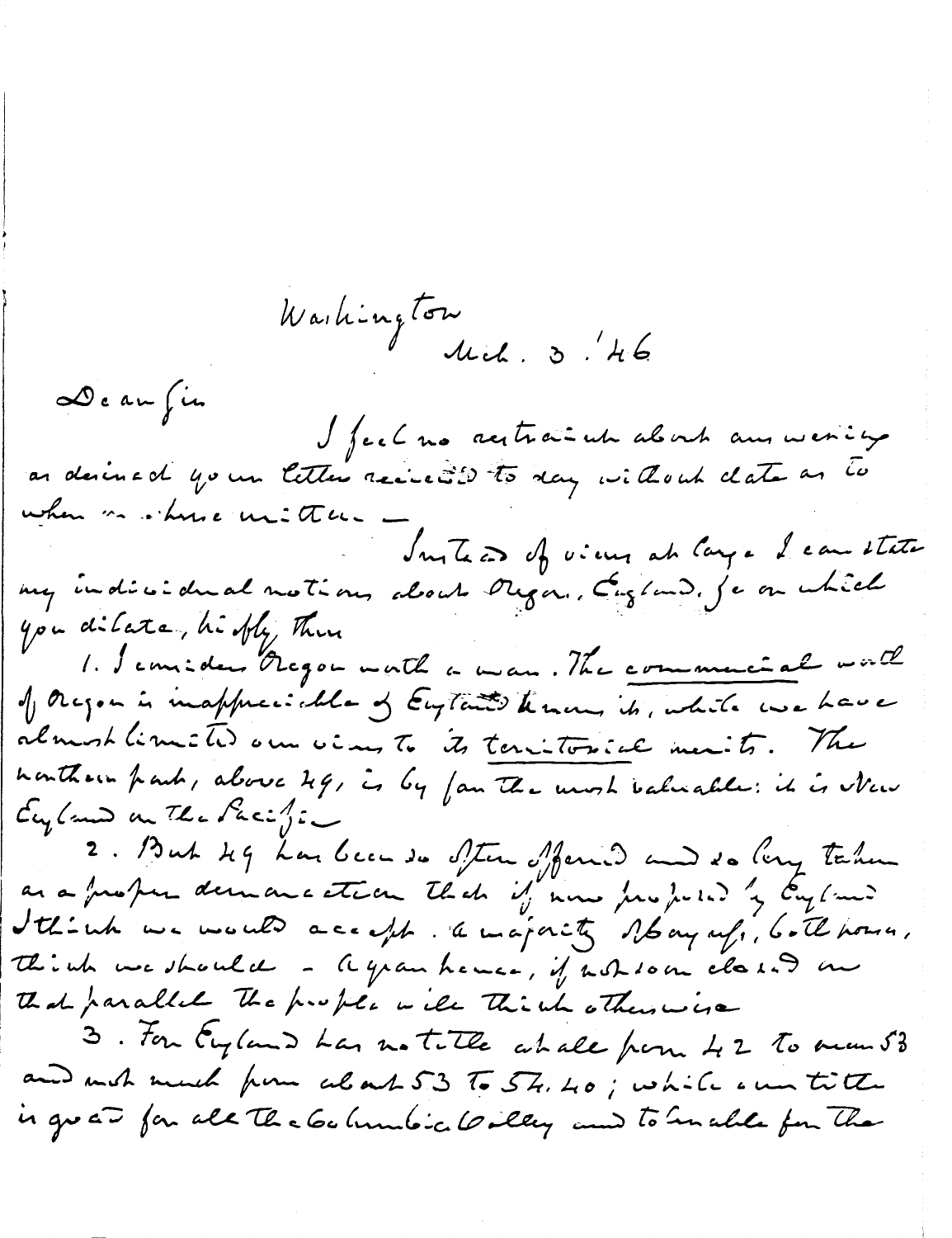Washington
Mch. 3. '46

Dear Sir

I feel no restraint about answering as desired your letter received to day without date as to when or where written —

Instead of views at large I can state my individual notions about Oregon, England, &c on which you dilate, briefly thus

1. I consider Oregon worth a war. The commercial worth of Oregon is appreciable by England known it, while we have almost limited our views to its territorial merits. The northern part, above 49, is by far the most valuable: it is New England on the Pacific

2. But 49 has been so often offered and so long taken as a proper demarcation that if now proposed by England I think we would accept. a majority of Congress, both houses, think we should — a year hence, if not soon closed on that parallel the people will think otherwise

3. For England has no title at all from 42 to near 53 and not much from about 53 to 54.40; while our title is good for all the Columbia Valley and tolerable for the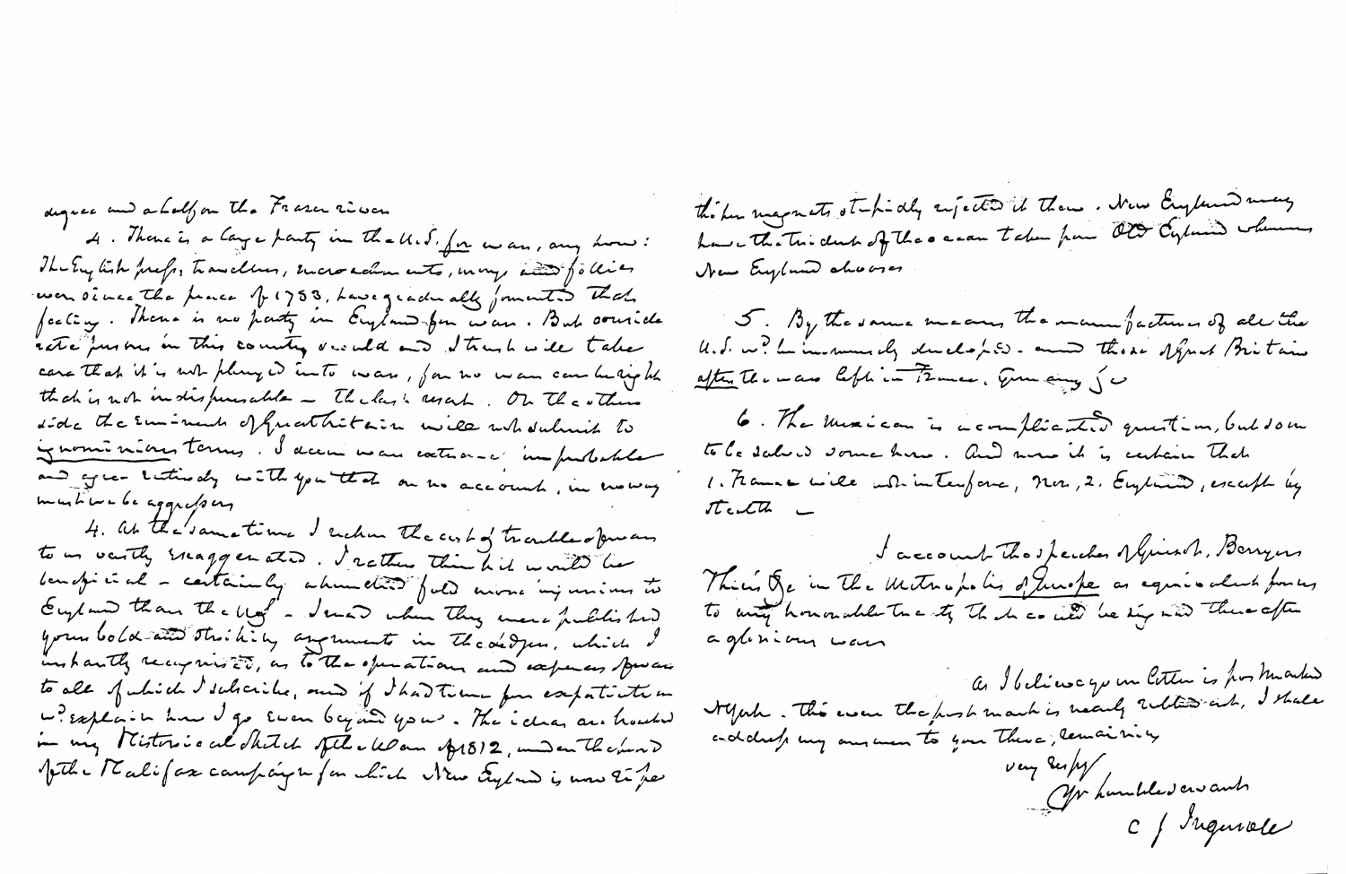degree and a half on the Fraser river

4. There is a large party in the U.S. for war, any how: The English press, travellers, encroachments, many and follies won since the peace of 1783, have gradually fomented that feeling. There is no party in England for war. But considerate persons in this country would and I trust will take care that it is not plunged into war, for no war can be right that is not indispensable — the last resort. On the other side the eminent of Great Britain will not submit to ignominious terms. I deem war extremely improbable and agree entirely with you that on no account, in no way must we be aggressors

4. At the same time I reckon the cost of trouble of war to us vastly exaggerated. I rather think it would be beneficial — certainly a hundred fold more injurious to England than the U.S. — I read when they were published your bold and striking argument in the Sedges, which I instantly recognized, as to the operation and expenses of war to all of which I subscribe, and if I had time for explanation w.d explain how I go even beyond you. The ideas are hinted in my Historical Sketch of the War of 1812, under the head of the Halifax campaign for which New England is now ripe

the her magnets stupidly rejected it then. New England may have the trident of the ocean taken from Old England whenever New England chooses

5. By the same means the manufactures of all the U.S. w.d be immensely developed — and those of Great Britain after the war left in France, Germany &c

6. The Mexican is a complicated question, but soon to be solved somehow. And now it is certain that 1. France will not interfere, nor, 2. England, except by stealth —

I account the speeches of Guizot, Berryer Thiers &c in the Metropolis of Europe as equivalent pieces to any honourable treaty that could be signed and thereafter a glorious war

As I believe your letter is post marked N York. tho' now the post mark is nearly rubbed out, I shall address my answer to you there, remaining

very resp.y
Y.r humble servant
C J Ingersoll